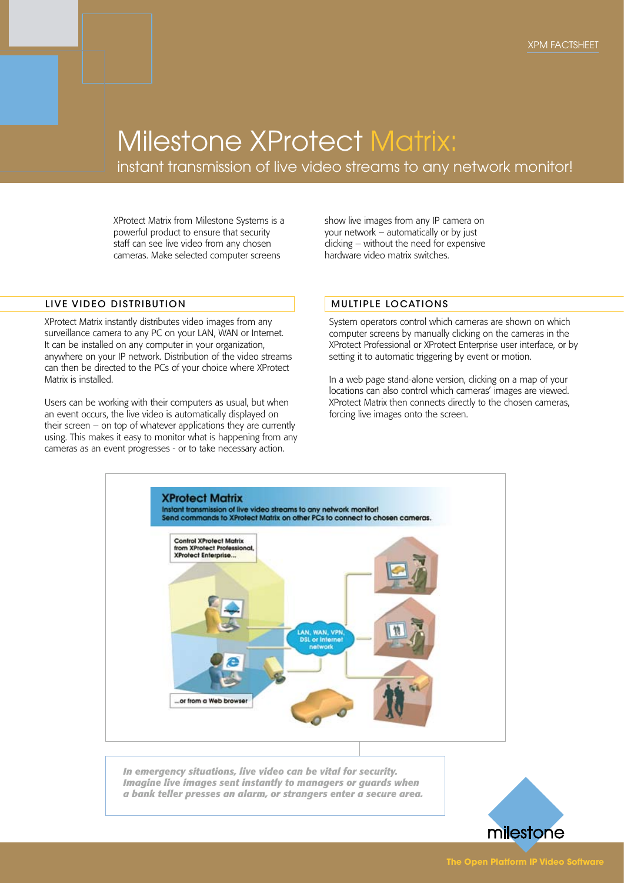# Milestone XProtect Matrix:

## instant transmission of live video streams to any network monitor!

XProtect Matrix from Milestone Systems is a powerful product to ensure that security staff can see live video from any chosen cameras. Make selected computer screens show live images from any IP camera on your network – automatically or by just clicking – without the need for expensive hardware video matrix switches.

### LIVE VIDEO DISTRIBUTION

XProtect Matrix instantly distributes video images from any surveillance camera to any PC on your LAN, WAN or Internet. It can be installed on any computer in your organization, anywhere on your IP network. Distribution of the video streams can then be directed to the PCs of your choice where XProtect Matrix is installed.

Users can be working with their computers as usual, but when an event occurs, the live video is automatically displayed on their screen – on top of whatever applications they are currently using. This makes it easy to monitor what is happening from any cameras as an event progresses - or to take necessary action.

### MULTIPLE LOCATIONS

System operators control which cameras are shown on which computer screens by manually clicking on the cameras in the XProtect Professional or XProtect Enterprise user interface, or by setting it to automatic triggering by event or motion.

In a web page stand-alone version, clicking on a map of your locations can also control which cameras' images are viewed. XProtect Matrix then connects directly to the chosen cameras, forcing live images onto the screen.

**XProtect Matrix**

**Instant transmission of live video streams to any network monitor!**
**Send commands to XProtect Matrix on other PCs to connect to chosen cameras.**

Control XProtect Matrix from XProtect Professional, XProtect Enterprise...

...or from a Web browser

LAN, WAN, VPN, DSL or Internet network

***In emergency situations, live video can be vital for security. Imagine live images sent instantly to managers or guards when a bank teller presses an alarm, or strangers enter a secure area.***

milestone

The Open Platform IP Video Software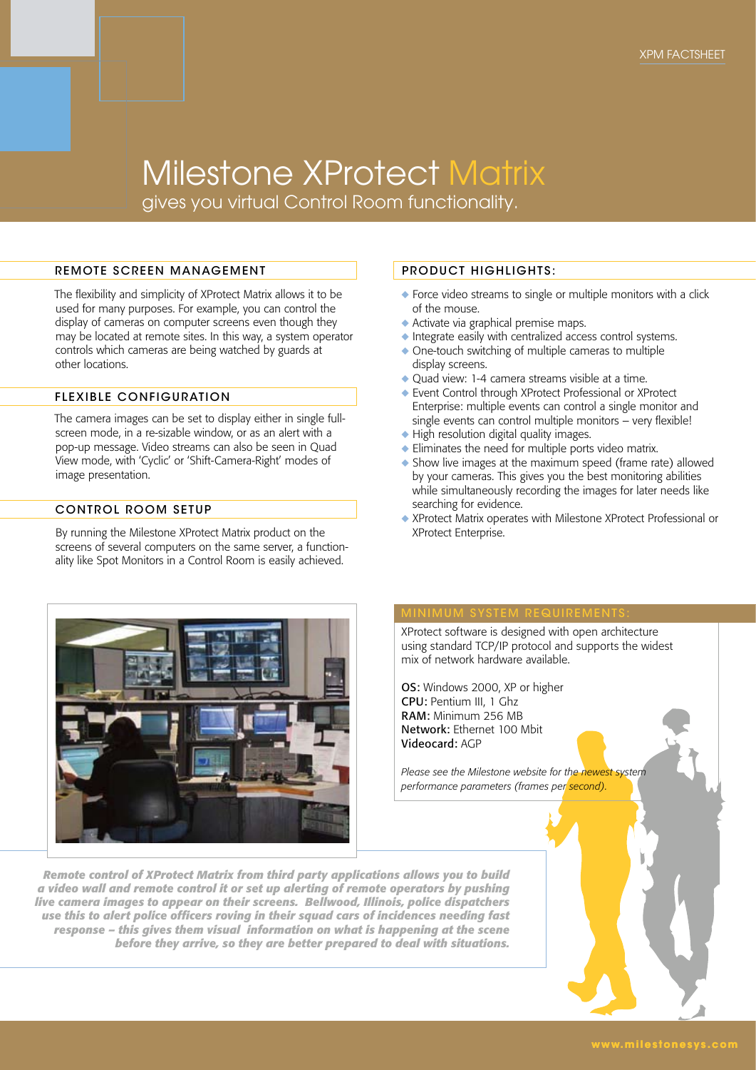XPM FACTSHEET

# Milestone XProtect Matrix

gives you virtual Control Room functionality.

## REMOTE SCREEN MANAGEMENT

The flexibility and simplicity of XProtect Matrix allows it to be used for many purposes. For example, you can control the display of cameras on computer screens even though they may be located at remote sites. In this way, a system operator controls which cameras are being watched by guards at other locations.

## FLEXIBLE CONFIGURATION

The camera images can be set to display either in single full-screen mode, in a re-sizable window, or as an alert with a pop-up message. Video streams can also be seen in Quad View mode, with 'Cyclic' or 'Shift-Camera-Right' modes of image presentation.

## CONTROL ROOM SETUP

By running the Milestone XProtect Matrix product on the screens of several computers on the same server, a functionality like Spot Monitors in a Control Room is easily achieved.

## PRODUCT HIGHLIGHTS:

- Force video streams to single or multiple monitors with a click of the mouse.
- Activate via graphical premise maps.
- Integrate easily with centralized access control systems.
- One-touch switching of multiple cameras to multiple display screens.
- Quad view: 1-4 camera streams visible at a time.
- Event Control through XProtect Professional or XProtect Enterprise: multiple events can control a single monitor and single events can control multiple monitors – very flexible!
- High resolution digital quality images.
- Eliminates the need for multiple ports video matrix.
- Show live images at the maximum speed (frame rate) allowed by your cameras. This gives you the best monitoring abilities while simultaneously recording the images for later needs like searching for evidence.
- XProtect Matrix operates with Milestone XProtect Professional or XProtect Enterprise.

## MINIMUM SYSTEM REQUIREMENTS:

XProtect software is designed with open architecture using standard TCP/IP protocol and supports the widest mix of network hardware available.

**OS:** Windows 2000, XP or higher
**CPU:** Pentium III, 1 Ghz
**RAM:** Minimum 256 MB
**Network:** Ethernet 100 Mbit
**Videocard:** AGP

*Please see the Milestone website for the newest system performance parameters (frames per second).*

***Remote control of XProtect Matrix from third party applications allows you to build a video wall and remote control it or set up alerting of remote operators by pushing live camera images to appear on their screens. Bellwood, Illinois, police dispatchers use this to alert police officers roving in their squad cars of incidences needing fast response – this gives them visual information on what is happening at the scene before they arrive, so they are better prepared to deal with situations.***

www.milestonesys.com